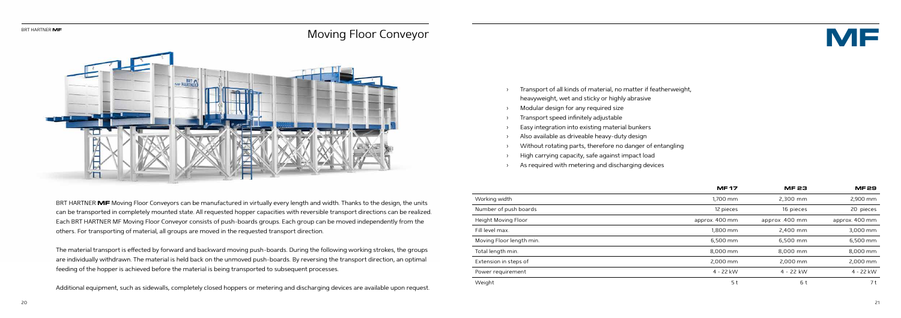# Moving Floor Conveyor

# MF

- Transport of all kinds of material, no matter if featherweight, heavyweight, wet and sticky or highly abrasive
- Modular design for any required size
- Transport speed infinitely adjustable
- Easy integration into existing material bunkers
- Also available as driveable heavy-duty design
- Without rotating parts, therefore no danger of entangling
- High carrying capacity, safe against impact load
- As required with metering and discharging devices

BRT HARTNER **MF** Moving Floor Conveyors can be manufactured in virtually every length and width. Thanks to the design, the units can be transported in completely mounted state. All requested hopper capacities with reversible transport directions can be realized. Each BRT HARTNER MF Moving Floor Conveyor consists of push-boards groups. Each group can be moved independently from the others. For transporting of material, all groups are moved in the requested transport direction.

The material transport is effected by forward and backward moving push-boards. During the following working strokes, the groups are individually withdrawn. The material is held back on the unmoved push-boards. By reversing the transport direction, an optimal feeding of the hopper is achieved before the material is being transported to subsequent processes.

Additional equipment, such as sidewalls, completely closed hoppers or metering and discharging devices are available upon request.

| | MF 17 | MF 23 | MF 29 |
|---|---|---|---|
| Working width | 1,700 mm | 2,300 mm | 2,900 mm |
| Number of push boards | 12 pieces | 16 pieces | 20 pieces |
| Height Moving Floor | approx. 400 mm | approx. 400 mm | approx. 400 mm |
| Fill level max. | 1,800 mm | 2,400 mm | 3,000 mm |
| Moving Floor length min. | 6,500 mm | 6,500 mm | 6,500 mm |
| Total length min. | 8,000 mm | 8,000 mm | 8,000 mm |
| Extension in steps of | 2,000 mm | 2,000 mm | 2,000 mm |
| Power requirement | 4 - 22 kW | 4 - 22 kW | 4 - 22 kW |
| Weight | 5 t | 6 t | 7 t |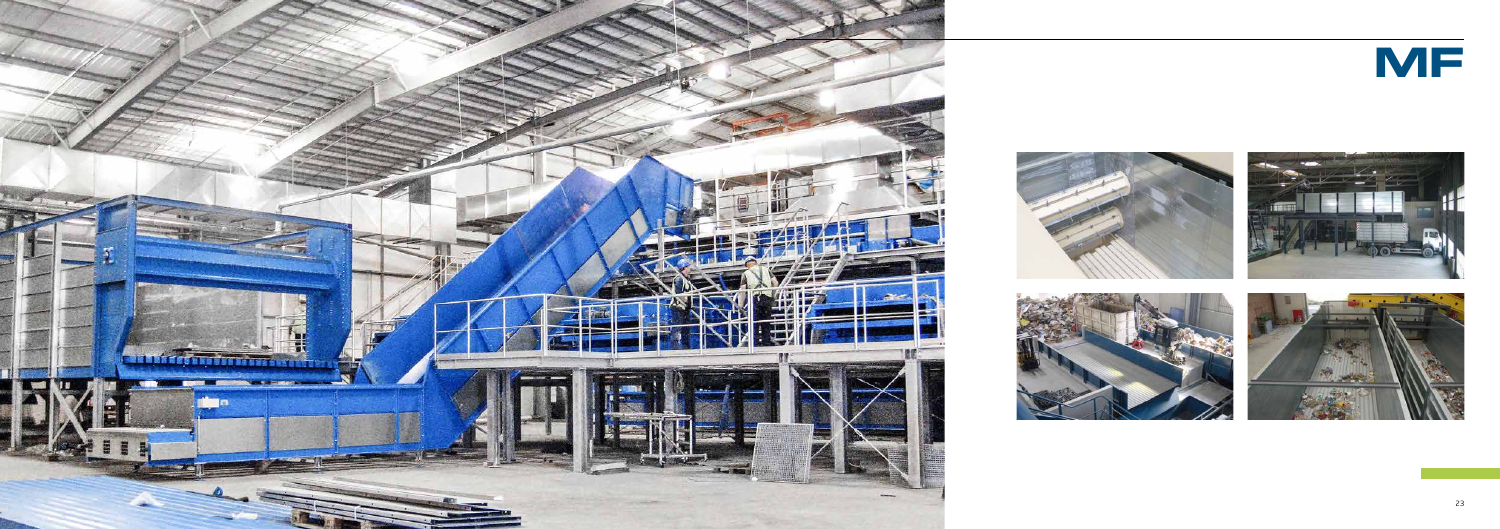# MF